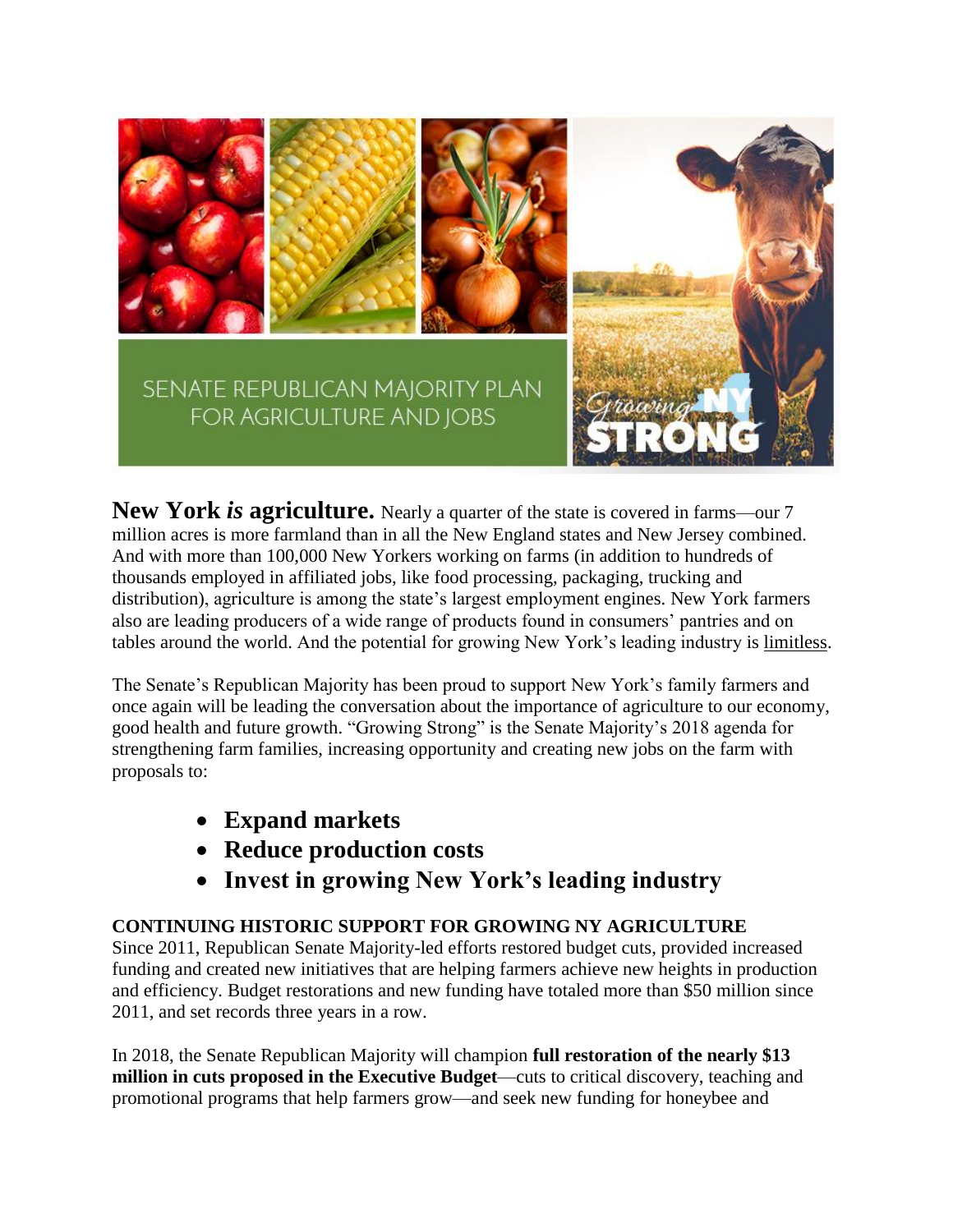SENATE REPUBLICAN MAJORITY PLAN FOR AGRICULTURE AND JOBS

Growing NY STRONG

**New York *is* agriculture.** Nearly a quarter of the state is covered in farms—our 7 million acres is more farmland than in all the New England states and New Jersey combined. And with more than 100,000 New Yorkers working on farms (in addition to hundreds of thousands employed in affiliated jobs, like food processing, packaging, trucking and distribution), agriculture is among the state's largest employment engines. New York farmers also are leading producers of a wide range of products found in consumers' pantries and on tables around the world. And the potential for growing New York's leading industry is limitless.

The Senate's Republican Majority has been proud to support New York's family farmers and once again will be leading the conversation about the importance of agriculture to our economy, good health and future growth. "Growing Strong" is the Senate Majority's 2018 agenda for strengthening farm families, increasing opportunity and creating new jobs on the farm with proposals to:

- **Expand markets**
- **Reduce production costs**
- **Invest in growing New York's leading industry**

**CONTINUING HISTORIC SUPPORT FOR GROWING NY AGRICULTURE**

Since 2011, Republican Senate Majority-led efforts restored budget cuts, provided increased funding and created new initiatives that are helping farmers achieve new heights in production and efficiency. Budget restorations and new funding have totaled more than $50 million since 2011, and set records three years in a row.

In 2018, the Senate Republican Majority will champion **full restoration of the nearly $13 million in cuts proposed in the Executive Budget**—cuts to critical discovery, teaching and promotional programs that help farmers grow—and seek new funding for honeybee and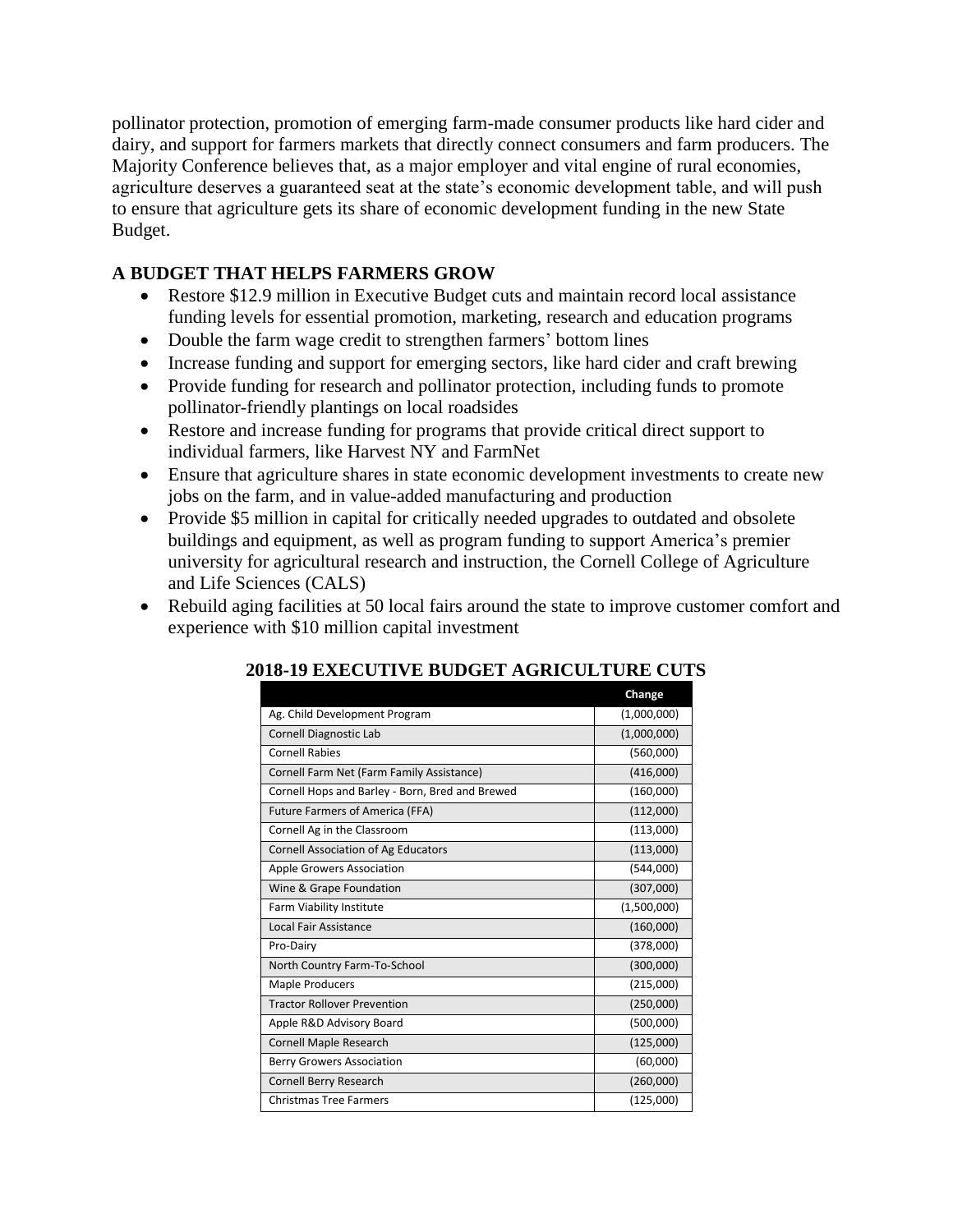pollinator protection, promotion of emerging farm-made consumer products like hard cider and dairy, and support for farmers markets that directly connect consumers and farm producers. The Majority Conference believes that, as a major employer and vital engine of rural economies, agriculture deserves a guaranteed seat at the state's economic development table, and will push to ensure that agriculture gets its share of economic development funding in the new State Budget.

## A BUDGET THAT HELPS FARMERS GROW

- Restore $12.9 million in Executive Budget cuts and maintain record local assistance funding levels for essential promotion, marketing, research and education programs
- Double the farm wage credit to strengthen farmers' bottom lines
- Increase funding and support for emerging sectors, like hard cider and craft brewing
- Provide funding for research and pollinator protection, including funds to promote pollinator-friendly plantings on local roadsides
- Restore and increase funding for programs that provide critical direct support to individual farmers, like Harvest NY and FarmNet
- Ensure that agriculture shares in state economic development investments to create new jobs on the farm, and in value-added manufacturing and production
- Provide $5 million in capital for critically needed upgrades to outdated and obsolete buildings and equipment, as well as program funding to support America's premier university for agricultural research and instruction, the Cornell College of Agriculture and Life Sciences (CALS)
- Rebuild aging facilities at 50 local fairs around the state to improve customer comfort and experience with $10 million capital investment

### 2018-19 EXECUTIVE BUDGET AGRICULTURE CUTS

| | Change |
|---|---|
| Ag. Child Development Program | (1,000,000) |
| Cornell Diagnostic Lab | (1,000,000) |
| Cornell Rabies | (560,000) |
| Cornell Farm Net (Farm Family Assistance) | (416,000) |
| Cornell Hops and Barley - Born, Bred and Brewed | (160,000) |
| Future Farmers of America (FFA) | (112,000) |
| Cornell Ag in the Classroom | (113,000) |
| Cornell Association of Ag Educators | (113,000) |
| Apple Growers Association | (544,000) |
| Wine & Grape Foundation | (307,000) |
| Farm Viability Institute | (1,500,000) |
| Local Fair Assistance | (160,000) |
| Pro-Dairy | (378,000) |
| North Country Farm-To-School | (300,000) |
| Maple Producers | (215,000) |
| Tractor Rollover Prevention | (250,000) |
| Apple R&D Advisory Board | (500,000) |
| Cornell Maple Research | (125,000) |
| Berry Growers Association | (60,000) |
| Cornell Berry Research | (260,000) |
| Christmas Tree Farmers | (125,000) |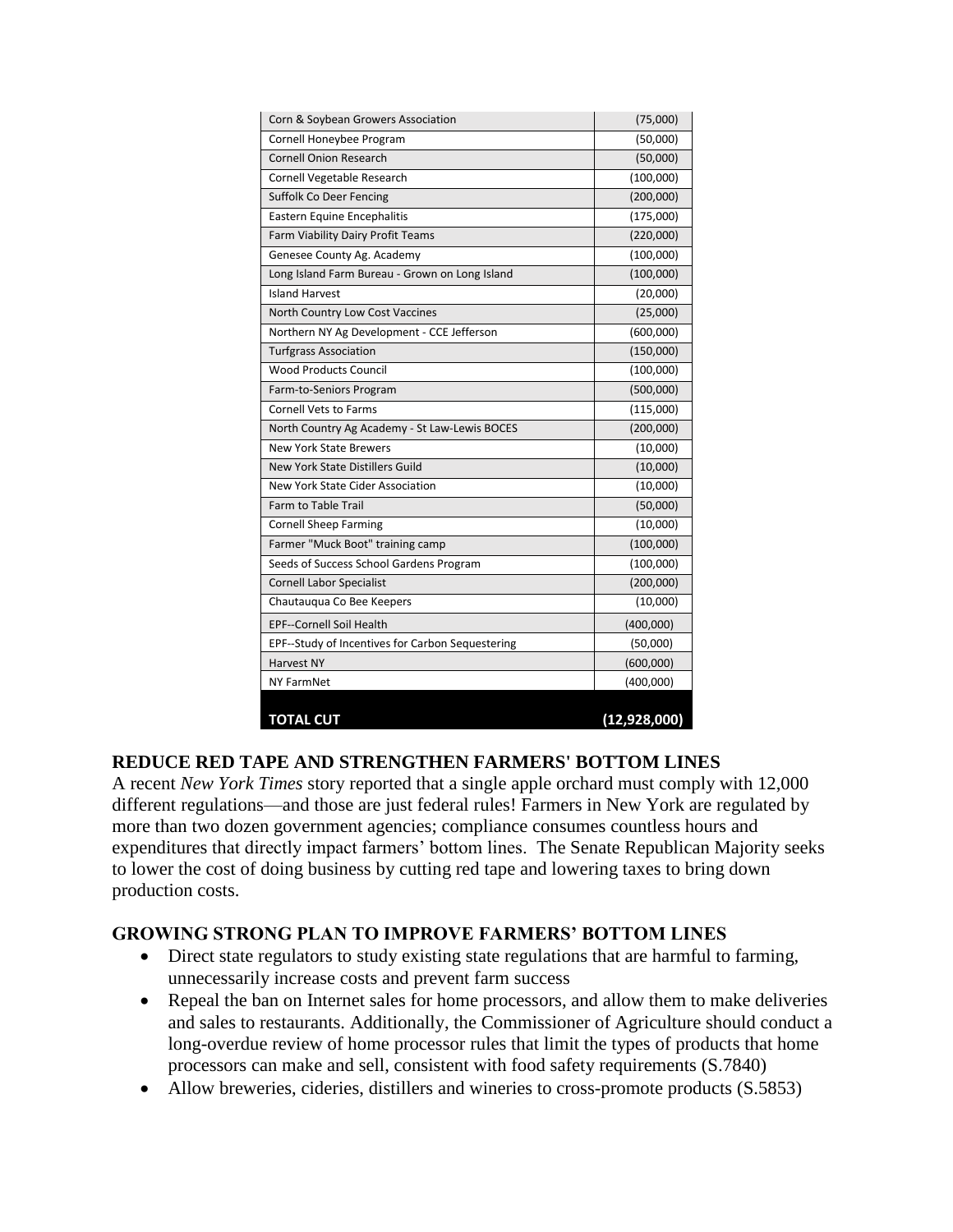| | |
|---|---|
| Corn & Soybean Growers Association | (75,000) |
| Cornell Honeybee Program | (50,000) |
| Cornell Onion Research | (50,000) |
| Cornell Vegetable Research | (100,000) |
| Suffolk Co Deer Fencing | (200,000) |
| Eastern Equine Encephalitis | (175,000) |
| Farm Viability Dairy Profit Teams | (220,000) |
| Genesee County Ag. Academy | (100,000) |
| Long Island Farm Bureau - Grown on Long Island | (100,000) |
| Island Harvest | (20,000) |
| North Country Low Cost Vaccines | (25,000) |
| Northern NY Ag Development - CCE Jefferson | (600,000) |
| Turfgrass Association | (150,000) |
| Wood Products Council | (100,000) |
| Farm-to-Seniors Program | (500,000) |
| Cornell Vets to Farms | (115,000) |
| North Country Ag Academy - St Law-Lewis BOCES | (200,000) |
| New York State Brewers | (10,000) |
| New York State Distillers Guild | (10,000) |
| New York State Cider Association | (10,000) |
| Farm to Table Trail | (50,000) |
| Cornell Sheep Farming | (10,000) |
| Farmer "Muck Boot" training camp | (100,000) |
| Seeds of Success School Gardens Program | (100,000) |
| Cornell Labor Specialist | (200,000) |
| Chautauqua Co Bee Keepers | (10,000) |
| EPF--Cornell Soil Health | (400,000) |
| EPF--Study of Incentives for Carbon Sequestering | (50,000) |
| Harvest NY | (600,000) |
| NY FarmNet | (400,000) |
| **TOTAL CUT** | **(12,928,000)** |

## REDUCE RED TAPE AND STRENGTHEN FARMERS' BOTTOM LINES

A recent *New York Times* story reported that a single apple orchard must comply with 12,000 different regulations—and those are just federal rules! Farmers in New York are regulated by more than two dozen government agencies; compliance consumes countless hours and expenditures that directly impact farmers' bottom lines. The Senate Republican Majority seeks to lower the cost of doing business by cutting red tape and lowering taxes to bring down production costs.

## GROWING STRONG PLAN TO IMPROVE FARMERS' BOTTOM LINES

- Direct state regulators to study existing state regulations that are harmful to farming, unnecessarily increase costs and prevent farm success
- Repeal the ban on Internet sales for home processors, and allow them to make deliveries and sales to restaurants. Additionally, the Commissioner of Agriculture should conduct a long-overdue review of home processor rules that limit the types of products that home processors can make and sell, consistent with food safety requirements (S.7840)
- Allow breweries, cideries, distillers and wineries to cross-promote products (S.5853)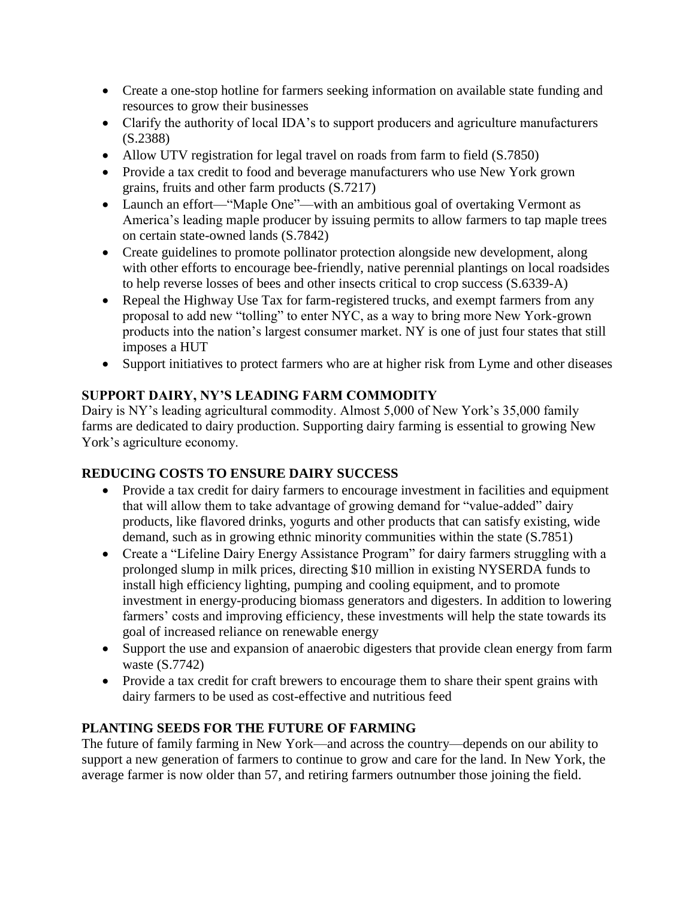- Create a one-stop hotline for farmers seeking information on available state funding and resources to grow their businesses
- Clarify the authority of local IDA's to support producers and agriculture manufacturers (S.2388)
- Allow UTV registration for legal travel on roads from farm to field (S.7850)
- Provide a tax credit to food and beverage manufacturers who use New York grown grains, fruits and other farm products (S.7217)
- Launch an effort—"Maple One"—with an ambitious goal of overtaking Vermont as America's leading maple producer by issuing permits to allow farmers to tap maple trees on certain state-owned lands (S.7842)
- Create guidelines to promote pollinator protection alongside new development, along with other efforts to encourage bee-friendly, native perennial plantings on local roadsides to help reverse losses of bees and other insects critical to crop success (S.6339-A)
- Repeal the Highway Use Tax for farm-registered trucks, and exempt farmers from any proposal to add new "tolling" to enter NYC, as a way to bring more New York-grown products into the nation's largest consumer market. NY is one of just four states that still imposes a HUT
- Support initiatives to protect farmers who are at higher risk from Lyme and other diseases

## SUPPORT DAIRY, NY'S LEADING FARM COMMODITY

Dairy is NY's leading agricultural commodity. Almost 5,000 of New York's 35,000 family farms are dedicated to dairy production. Supporting dairy farming is essential to growing New York's agriculture economy.

## REDUCING COSTS TO ENSURE DAIRY SUCCESS

- Provide a tax credit for dairy farmers to encourage investment in facilities and equipment that will allow them to take advantage of growing demand for "value-added" dairy products, like flavored drinks, yogurts and other products that can satisfy existing, wide demand, such as in growing ethnic minority communities within the state (S.7851)
- Create a "Lifeline Dairy Energy Assistance Program" for dairy farmers struggling with a prolonged slump in milk prices, directing $10 million in existing NYSERDA funds to install high efficiency lighting, pumping and cooling equipment, and to promote investment in energy-producing biomass generators and digesters. In addition to lowering farmers' costs and improving efficiency, these investments will help the state towards its goal of increased reliance on renewable energy
- Support the use and expansion of anaerobic digesters that provide clean energy from farm waste (S.7742)
- Provide a tax credit for craft brewers to encourage them to share their spent grains with dairy farmers to be used as cost-effective and nutritious feed

## PLANTING SEEDS FOR THE FUTURE OF FARMING

The future of family farming in New York—and across the country—depends on our ability to support a new generation of farmers to continue to grow and care for the land. In New York, the average farmer is now older than 57, and retiring farmers outnumber those joining the field.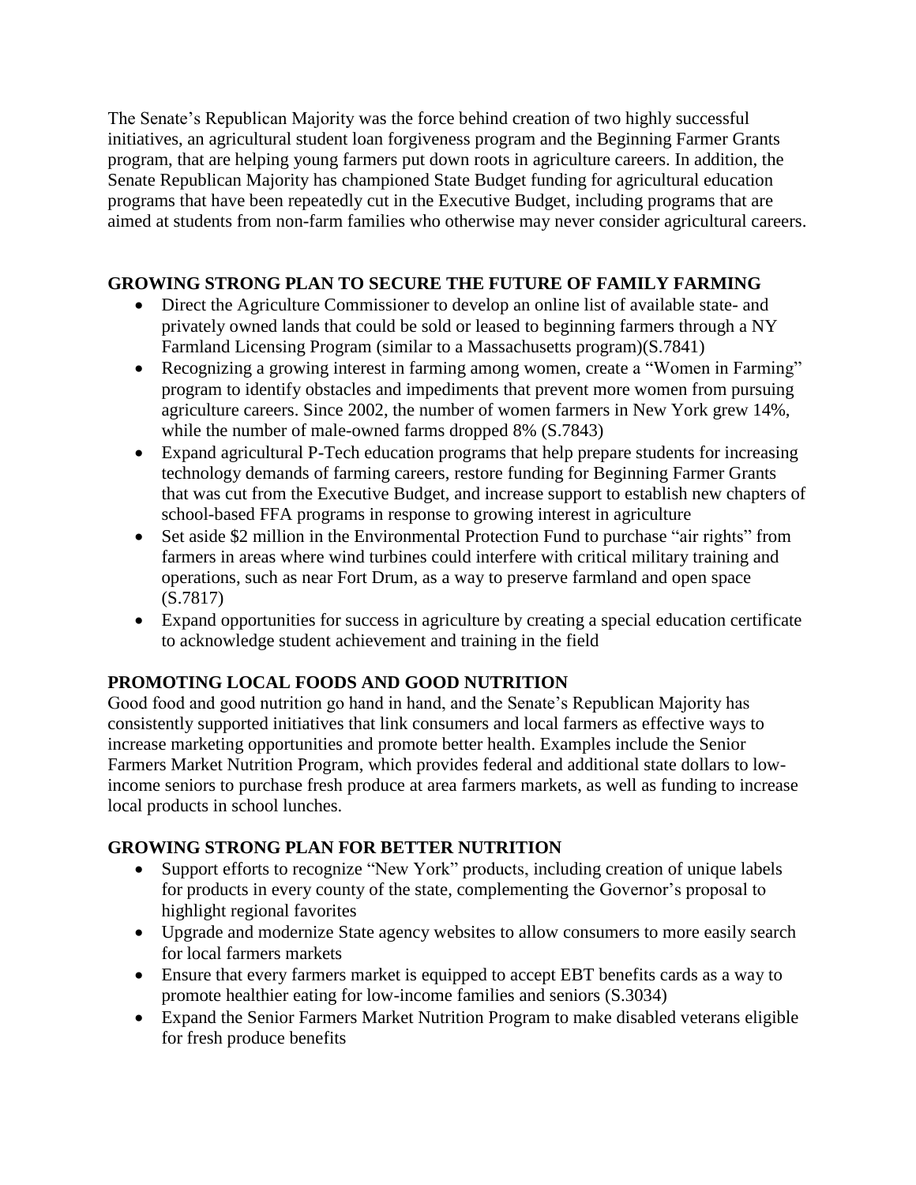The Senate's Republican Majority was the force behind creation of two highly successful initiatives, an agricultural student loan forgiveness program and the Beginning Farmer Grants program, that are helping young farmers put down roots in agriculture careers. In addition, the Senate Republican Majority has championed State Budget funding for agricultural education programs that have been repeatedly cut in the Executive Budget, including programs that are aimed at students from non-farm families who otherwise may never consider agricultural careers.

## GROWING STRONG PLAN TO SECURE THE FUTURE OF FAMILY FARMING

- Direct the Agriculture Commissioner to develop an online list of available state- and privately owned lands that could be sold or leased to beginning farmers through a NY Farmland Licensing Program (similar to a Massachusetts program)(S.7841)
- Recognizing a growing interest in farming among women, create a "Women in Farming" program to identify obstacles and impediments that prevent more women from pursuing agriculture careers. Since 2002, the number of women farmers in New York grew 14%, while the number of male-owned farms dropped 8% (S.7843)
- Expand agricultural P-Tech education programs that help prepare students for increasing technology demands of farming careers, restore funding for Beginning Farmer Grants that was cut from the Executive Budget, and increase support to establish new chapters of school-based FFA programs in response to growing interest in agriculture
- Set aside $2 million in the Environmental Protection Fund to purchase "air rights" from farmers in areas where wind turbines could interfere with critical military training and operations, such as near Fort Drum, as a way to preserve farmland and open space (S.7817)
- Expand opportunities for success in agriculture by creating a special education certificate to acknowledge student achievement and training in the field

## PROMOTING LOCAL FOODS AND GOOD NUTRITION

Good food and good nutrition go hand in hand, and the Senate's Republican Majority has consistently supported initiatives that link consumers and local farmers as effective ways to increase marketing opportunities and promote better health. Examples include the Senior Farmers Market Nutrition Program, which provides federal and additional state dollars to low-income seniors to purchase fresh produce at area farmers markets, as well as funding to increase local products in school lunches.

## GROWING STRONG PLAN FOR BETTER NUTRITION

- Support efforts to recognize "New York" products, including creation of unique labels for products in every county of the state, complementing the Governor's proposal to highlight regional favorites
- Upgrade and modernize State agency websites to allow consumers to more easily search for local farmers markets
- Ensure that every farmers market is equipped to accept EBT benefits cards as a way to promote healthier eating for low-income families and seniors (S.3034)
- Expand the Senior Farmers Market Nutrition Program to make disabled veterans eligible for fresh produce benefits